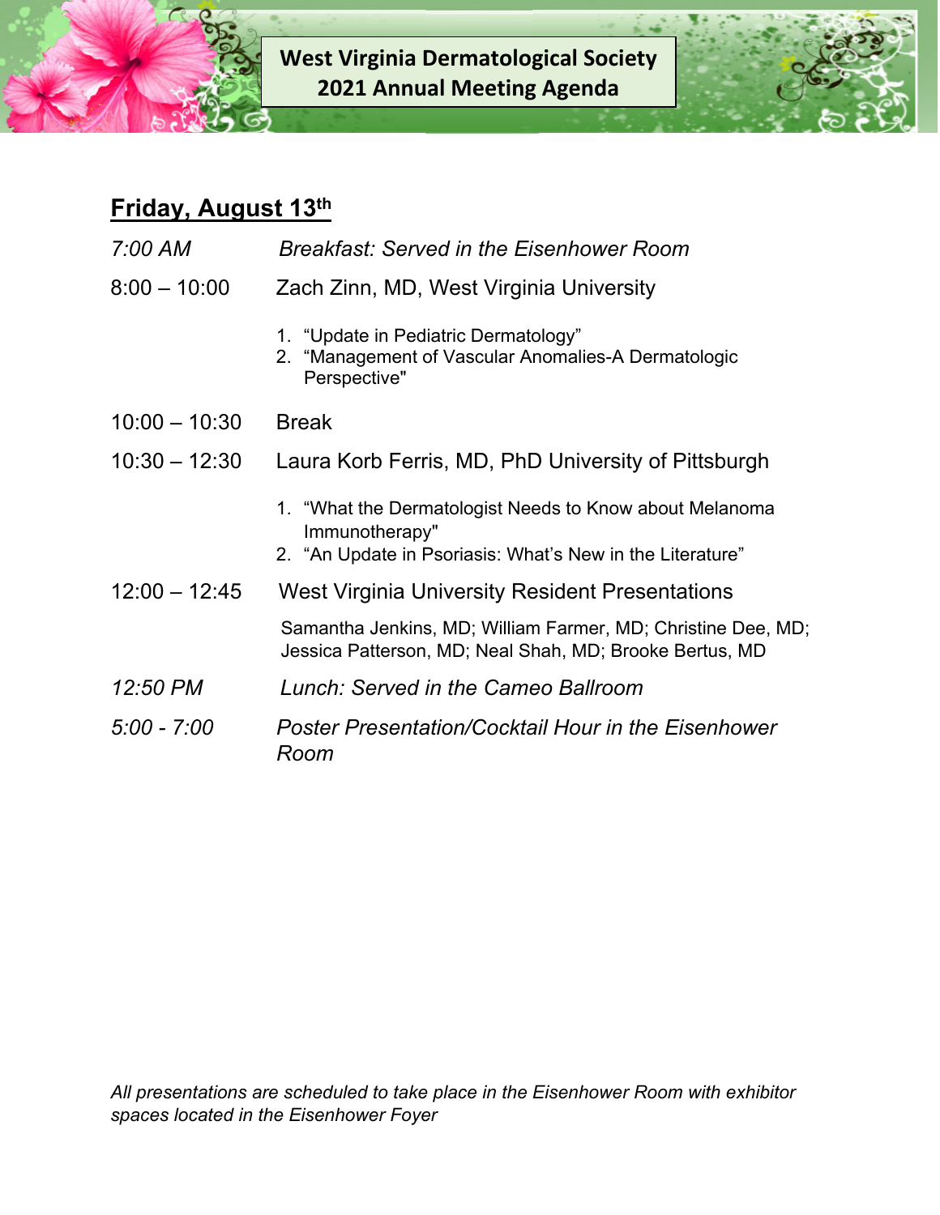# West Virginia Dermatological Society
# 2021 Annual Meeting Agenda

## Friday, August 13th

*7:00 AM* — *Breakfast: Served in the Eisenhower Room*

**8:00 – 10:00** — Zach Zinn, MD, West Virginia University

1. "Update in Pediatric Dermatology"
2. "Management of Vascular Anomalies-A Dermatologic Perspective"

**10:00 – 10:30** — Break

**10:30 – 12:30** — Laura Korb Ferris, MD, PhD University of Pittsburgh

1. "What the Dermatologist Needs to Know about Melanoma Immunotherapy"
2. "An Update in Psoriasis: What's New in the Literature"

**12:00 – 12:45** — West Virginia University Resident Presentations

Samantha Jenkins, MD; William Farmer, MD; Christine Dee, MD; Jessica Patterson, MD; Neal Shah, MD; Brooke Bertus, MD

*12:50 PM* — *Lunch: Served in the Cameo Ballroom*

*5:00 - 7:00* — *Poster Presentation/Cocktail Hour in the Eisenhower Room*

*All presentations are scheduled to take place in the Eisenhower Room with exhibitor spaces located in the Eisenhower Foyer*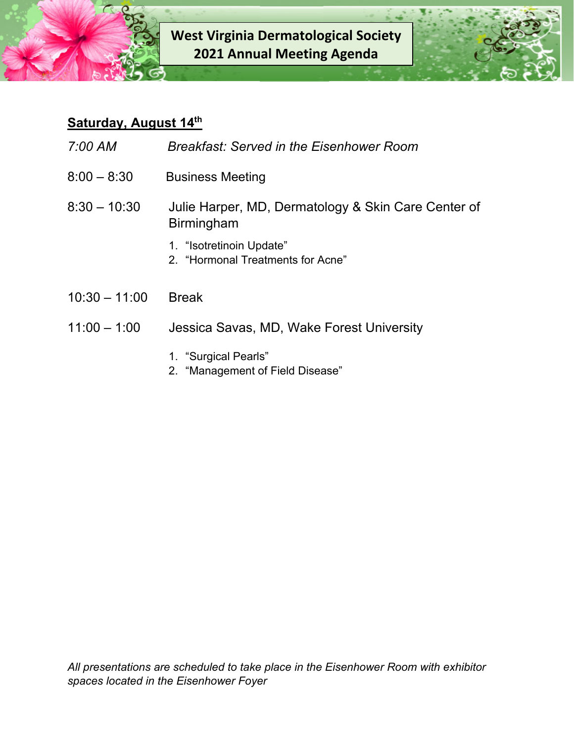# West Virginia Dermatological Society
# 2021 Annual Meeting Agenda

**Saturday, August 14th**

*7:00 AM* — *Breakfast: Served in the Eisenhower Room*

8:00 – 8:30 — Business Meeting

8:30 – 10:30 — Julie Harper, MD, Dermatology & Skin Care Center of Birmingham

1. "Isotretinoin Update"
2. "Hormonal Treatments for Acne"

10:30 – 11:00 — Break

11:00 – 1:00 — Jessica Savas, MD, Wake Forest University

1. "Surgical Pearls"
2. "Management of Field Disease"

*All presentations are scheduled to take place in the Eisenhower Room with exhibitor spaces located in the Eisenhower Foyer*